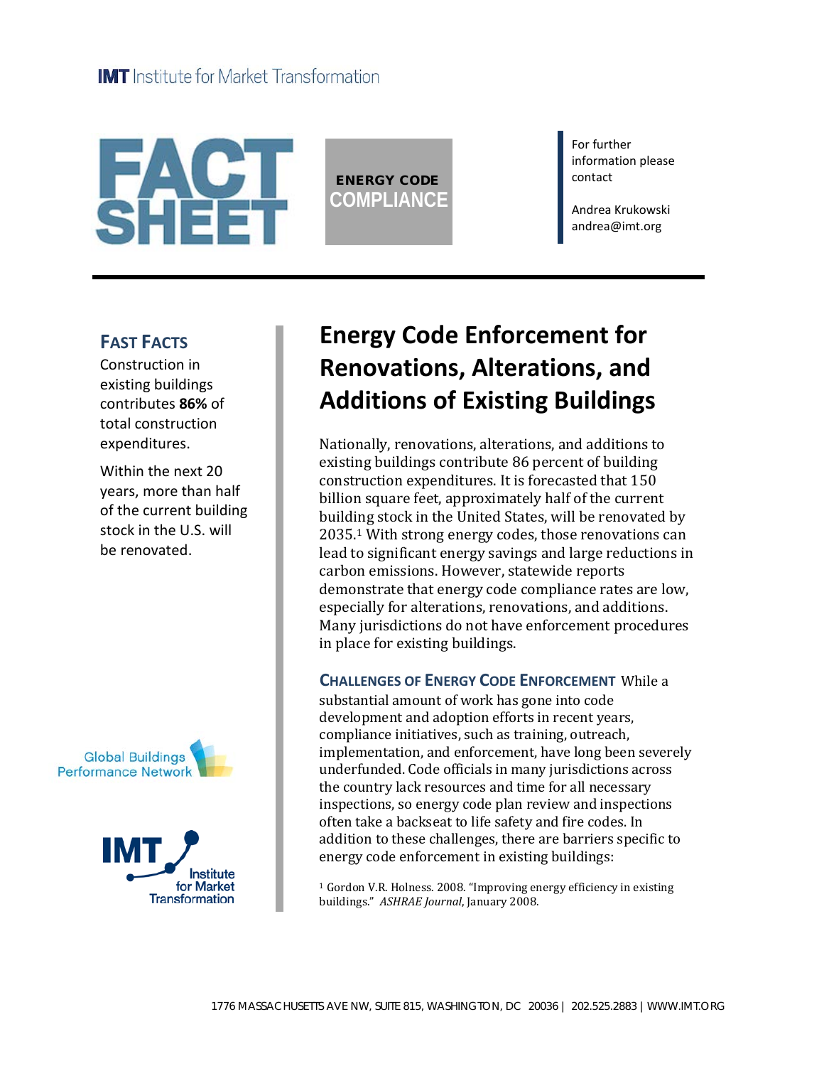IMT Institute for Market Transformation

# FACT SHEET

**ENERGY CODE COMPLIANCE**

For further information please contact

Andrea Krukowski
andrea@imt.org

## Fast Facts

Construction in existing buildings contributes **86%** of total construction expenditures.

Within the next 20 years, more than half of the current building stock in the U.S. will be renovated.

Global Buildings Performance Network

IMT Institute for Market Transformation

# Energy Code Enforcement for Renovations, Alterations, and Additions of Existing Buildings

Nationally, renovations, alterations, and additions to existing buildings contribute 86 percent of building construction expenditures. It is forecasted that 150 billion square feet, approximately half of the current building stock in the United States, will be renovated by 2035.[1] With strong energy codes, those renovations can lead to significant energy savings and large reductions in carbon emissions. However, statewide reports demonstrate that energy code compliance rates are low, especially for alterations, renovations, and additions. Many jurisdictions do not have enforcement procedures in place for existing buildings.

**Challenges of Energy Code Enforcement** While a substantial amount of work has gone into code development and adoption efforts in recent years, compliance initiatives, such as training, outreach, implementation, and enforcement, have long been severely underfunded. Code officials in many jurisdictions across the country lack resources and time for all necessary inspections, so energy code plan review and inspections often take a backseat to life safety and fire codes. In addition to these challenges, there are barriers specific to energy code enforcement in existing buildings:

[1] Gordon V.R. Holness. 2008. "Improving energy efficiency in existing buildings." *ASHRAE Journal*, January 2008.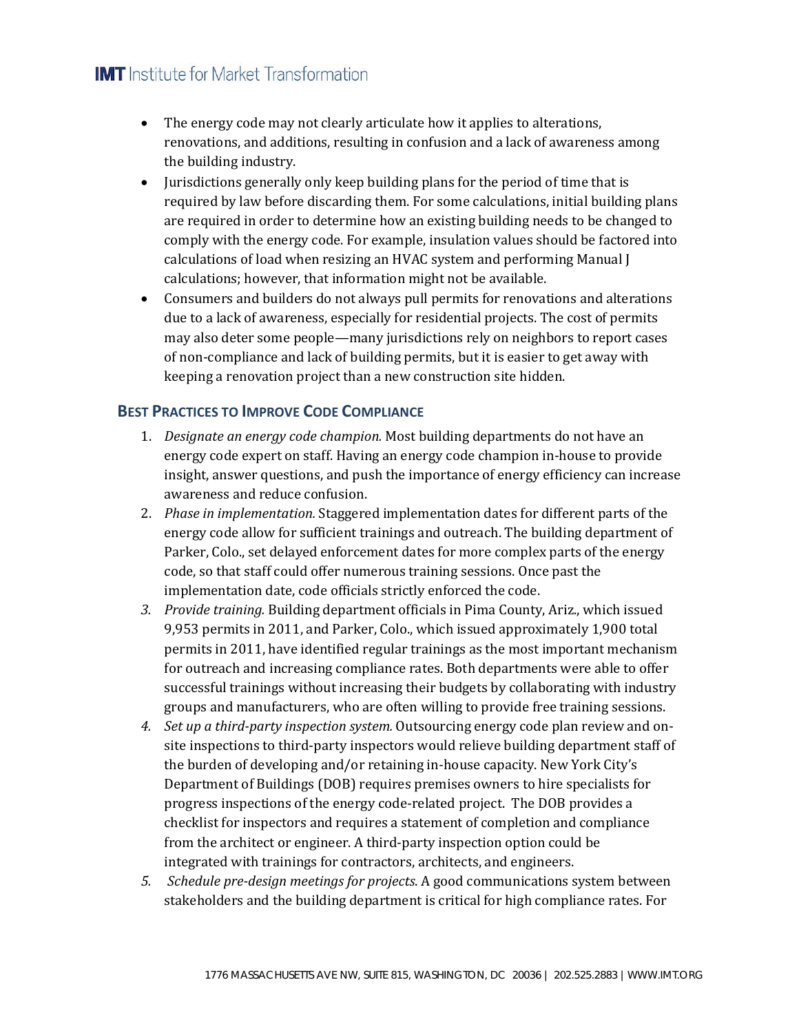- The energy code may not clearly articulate how it applies to alterations, renovations, and additions, resulting in confusion and a lack of awareness among the building industry.
- Jurisdictions generally only keep building plans for the period of time that is required by law before discarding them. For some calculations, initial building plans are required in order to determine how an existing building needs to be changed to comply with the energy code. For example, insulation values should be factored into calculations of load when resizing an HVAC system and performing Manual J calculations; however, that information might not be available.
- Consumers and builders do not always pull permits for renovations and alterations due to a lack of awareness, especially for residential projects. The cost of permits may also deter some people—many jurisdictions rely on neighbors to report cases of non-compliance and lack of building permits, but it is easier to get away with keeping a renovation project than a new construction site hidden.

## Best Practices to Improve Code Compliance

1. *Designate an energy code champion.* Most building departments do not have an energy code expert on staff. Having an energy code champion in-house to provide insight, answer questions, and push the importance of energy efficiency can increase awareness and reduce confusion.
2. *Phase in implementation.* Staggered implementation dates for different parts of the energy code allow for sufficient trainings and outreach. The building department of Parker, Colo., set delayed enforcement dates for more complex parts of the energy code, so that staff could offer numerous training sessions. Once past the implementation date, code officials strictly enforced the code.
3. *Provide training.* Building department officials in Pima County, Ariz., which issued 9,953 permits in 2011, and Parker, Colo., which issued approximately 1,900 total permits in 2011, have identified regular trainings as the most important mechanism for outreach and increasing compliance rates. Both departments were able to offer successful trainings without increasing their budgets by collaborating with industry groups and manufacturers, who are often willing to provide free training sessions.
4. *Set up a third-party inspection system.* Outsourcing energy code plan review and on-site inspections to third-party inspectors would relieve building department staff of the burden of developing and/or retaining in-house capacity. New York City's Department of Buildings (DOB) requires premises owners to hire specialists for progress inspections of the energy code-related project. The DOB provides a checklist for inspectors and requires a statement of completion and compliance from the architect or engineer. A third-party inspection option could be integrated with trainings for contractors, architects, and engineers.
5. *Schedule pre-design meetings for projects*. A good communications system between stakeholders and the building department is critical for high compliance rates. For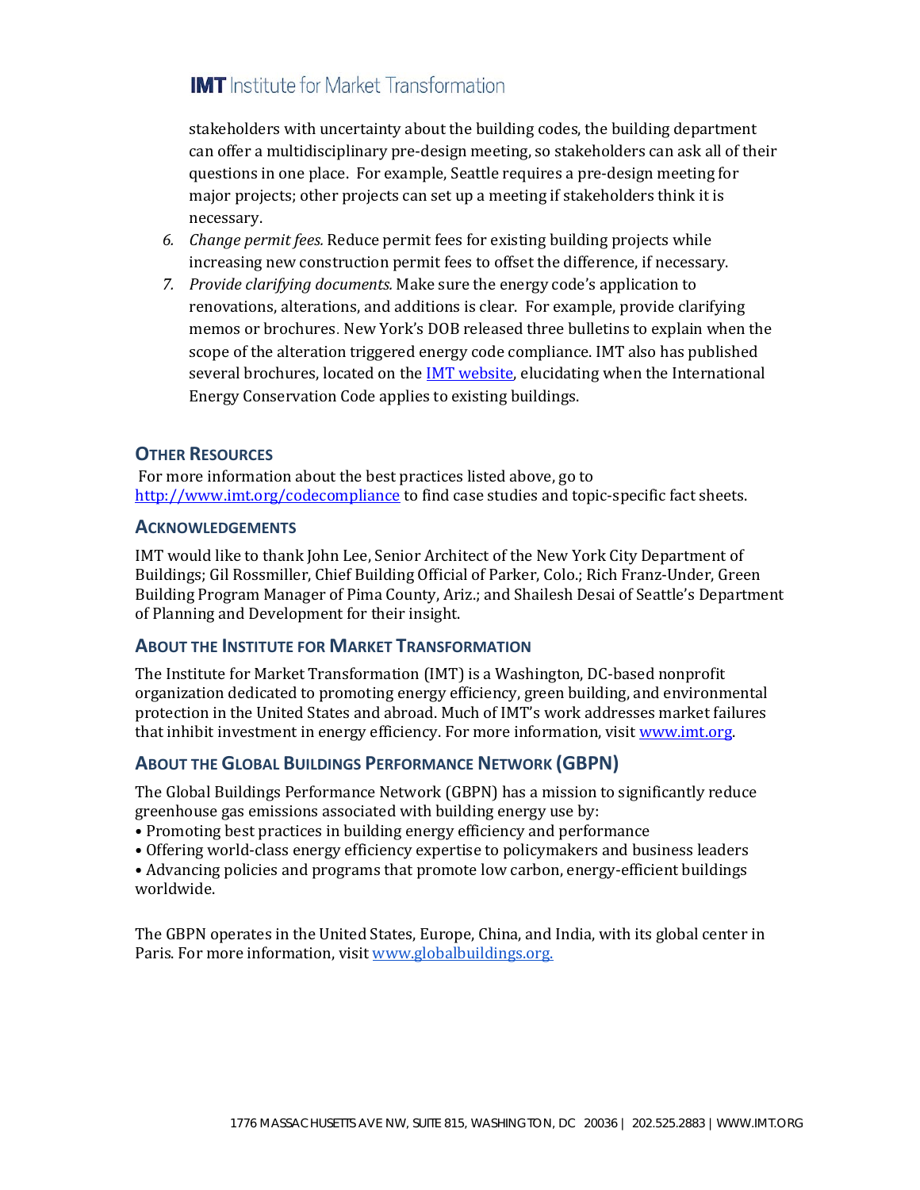stakeholders with uncertainty about the building codes, the building department can offer a multidisciplinary pre-design meeting, so stakeholders can ask all of their questions in one place. For example, Seattle requires a pre-design meeting for major projects; other projects can set up a meeting if stakeholders think it is necessary.

6. *Change permit fees.* Reduce permit fees for existing building projects while increasing new construction permit fees to offset the difference, if necessary.
7. *Provide clarifying documents.* Make sure the energy code's application to renovations, alterations, and additions is clear. For example, provide clarifying memos or brochures. New York's DOB released three bulletins to explain when the scope of the alteration triggered energy code compliance. IMT also has published several brochures, located on the IMT website, elucidating when the International Energy Conservation Code applies to existing buildings.

## Other Resources

For more information about the best practices listed above, go to http://www.imt.org/codecompliance to find case studies and topic-specific fact sheets.

## Acknowledgements

IMT would like to thank John Lee, Senior Architect of the New York City Department of Buildings; Gil Rossmiller, Chief Building Official of Parker, Colo.; Rich Franz-Under, Green Building Program Manager of Pima County, Ariz.; and Shailesh Desai of Seattle's Department of Planning and Development for their insight.

## About the Institute for Market Transformation

The Institute for Market Transformation (IMT) is a Washington, DC-based nonprofit organization dedicated to promoting energy efficiency, green building, and environmental protection in the United States and abroad. Much of IMT's work addresses market failures that inhibit investment in energy efficiency. For more information, visit www.imt.org.

## About the Global Buildings Performance Network (GBPN)

The Global Buildings Performance Network (GBPN) has a mission to significantly reduce greenhouse gas emissions associated with building energy use by:

- Promoting best practices in building energy efficiency and performance
- Offering world-class energy efficiency expertise to policymakers and business leaders
- Advancing policies and programs that promote low carbon, energy-efficient buildings worldwide.

The GBPN operates in the United States, Europe, China, and India, with its global center in Paris. For more information, visit www.globalbuildings.org.